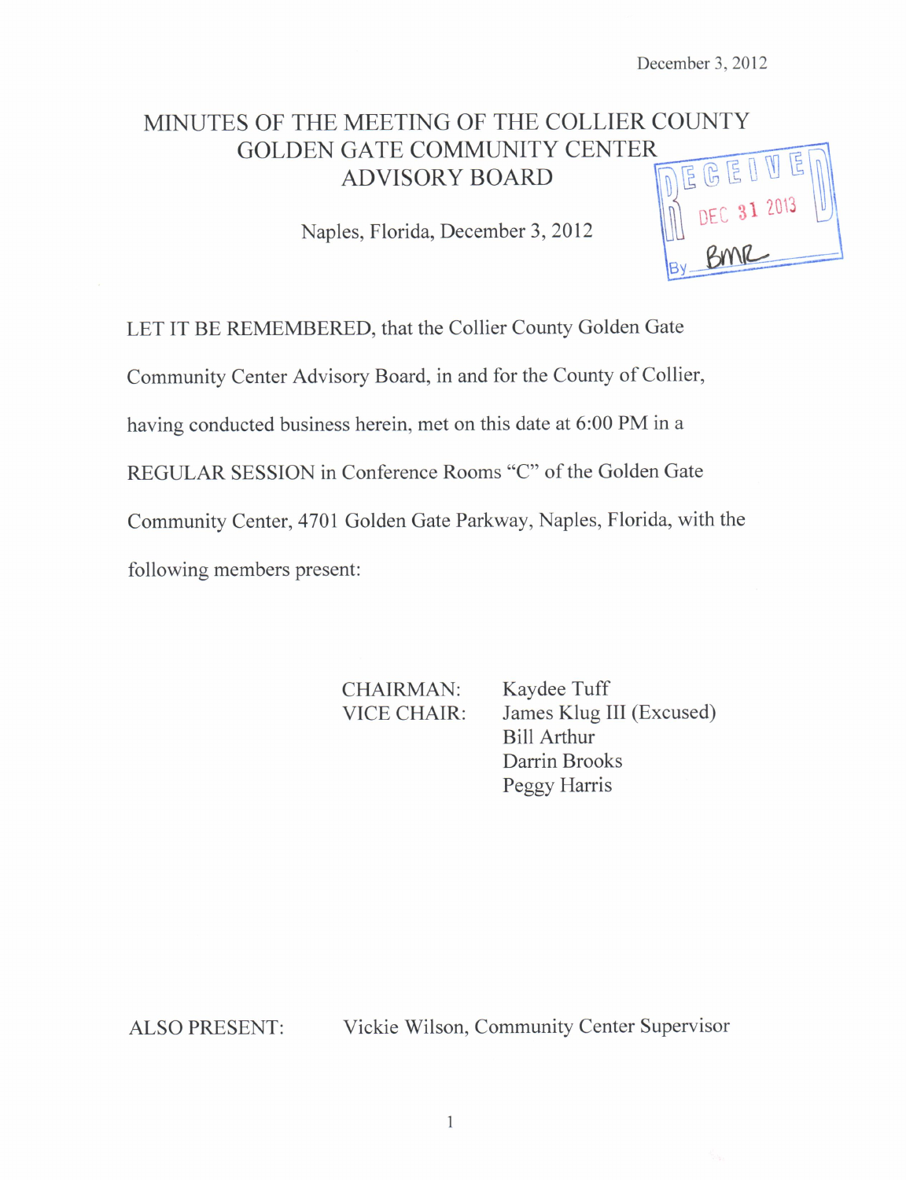December 3, 2012

# MINUTES OF THE MEETING OF THE COLLIER COUNTY GOLDEN GATE COMMUNITY CENTER ADVISORY BOARD

RECEIVED
DEC 31 2013
By BMR

Naples, Florida, December 3, 2012

LET IT BE REMEMBERED, that the Collier County Golden Gate Community Center Advisory Board, in and for the County of Collier, having conducted business herein, met on this date at 6:00 PM in a REGULAR SESSION in Conference Rooms "C" of the Golden Gate Community Center, 4701 Golden Gate Parkway, Naples, Florida, with the following members present:

CHAIRMAN: Kaydee Tuff
VICE CHAIR: James Klug III (Excused)
Bill Arthur
Darrin Brooks
Peggy Harris

ALSO PRESENT: Vickie Wilson, Community Center Supervisor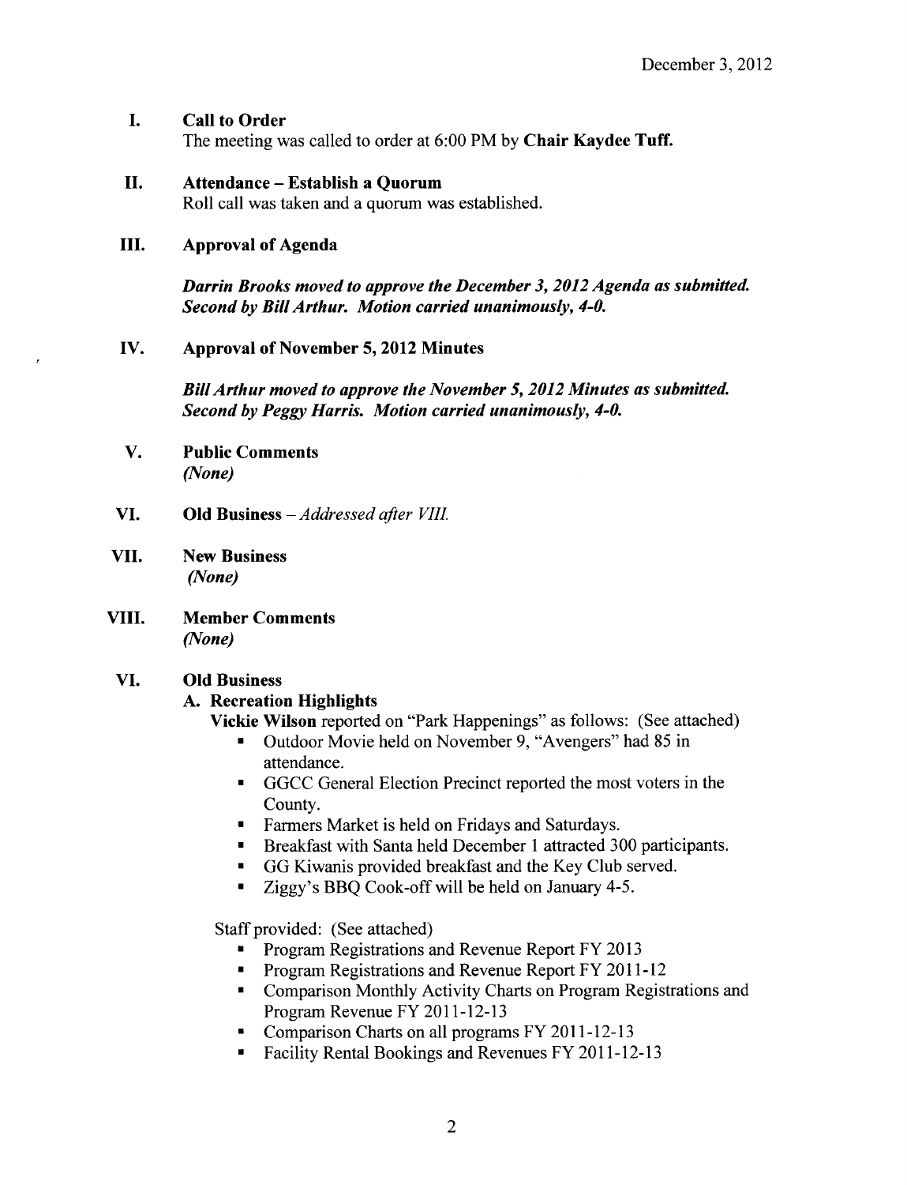December 3, 2012

**I. Call to Order**

The meeting was called to order at 6:00 PM by **Chair Kaydee Tuff.**

**II. Attendance – Establish a Quorum**

Roll call was taken and a quorum was established.

**III. Approval of Agenda**

***Darrin Brooks moved to approve the December 3, 2012 Agenda as submitted. Second by Bill Arthur. Motion carried unanimously, 4-0.***

**IV. Approval of November 5, 2012 Minutes**

***Bill Arthur moved to approve the November 5, 2012 Minutes as submitted. Second by Peggy Harris. Motion carried unanimously, 4-0.***

**V. Public Comments**

***(None)***

**VI. Old Business** – *Addressed after VIII.*

**VII. New Business**

***(None)***

**VIII. Member Comments**

***(None)***

**VI. Old Business**

**A. Recreation Highlights**

**Vickie Wilson** reported on "Park Happenings" as follows: (See attached)

- Outdoor Movie held on November 9, "Avengers" had 85 in attendance.
- GGCC General Election Precinct reported the most voters in the County.
- Farmers Market is held on Fridays and Saturdays.
- Breakfast with Santa held December 1 attracted 300 participants.
- GG Kiwanis provided breakfast and the Key Club served.
- Ziggy's BBQ Cook-off will be held on January 4-5.

Staff provided: (See attached)

- Program Registrations and Revenue Report FY 2013
- Program Registrations and Revenue Report FY 2011-12
- Comparison Monthly Activity Charts on Program Registrations and Program Revenue FY 2011-12-13
- Comparison Charts on all programs FY 2011-12-13
- Facility Rental Bookings and Revenues FY 2011-12-13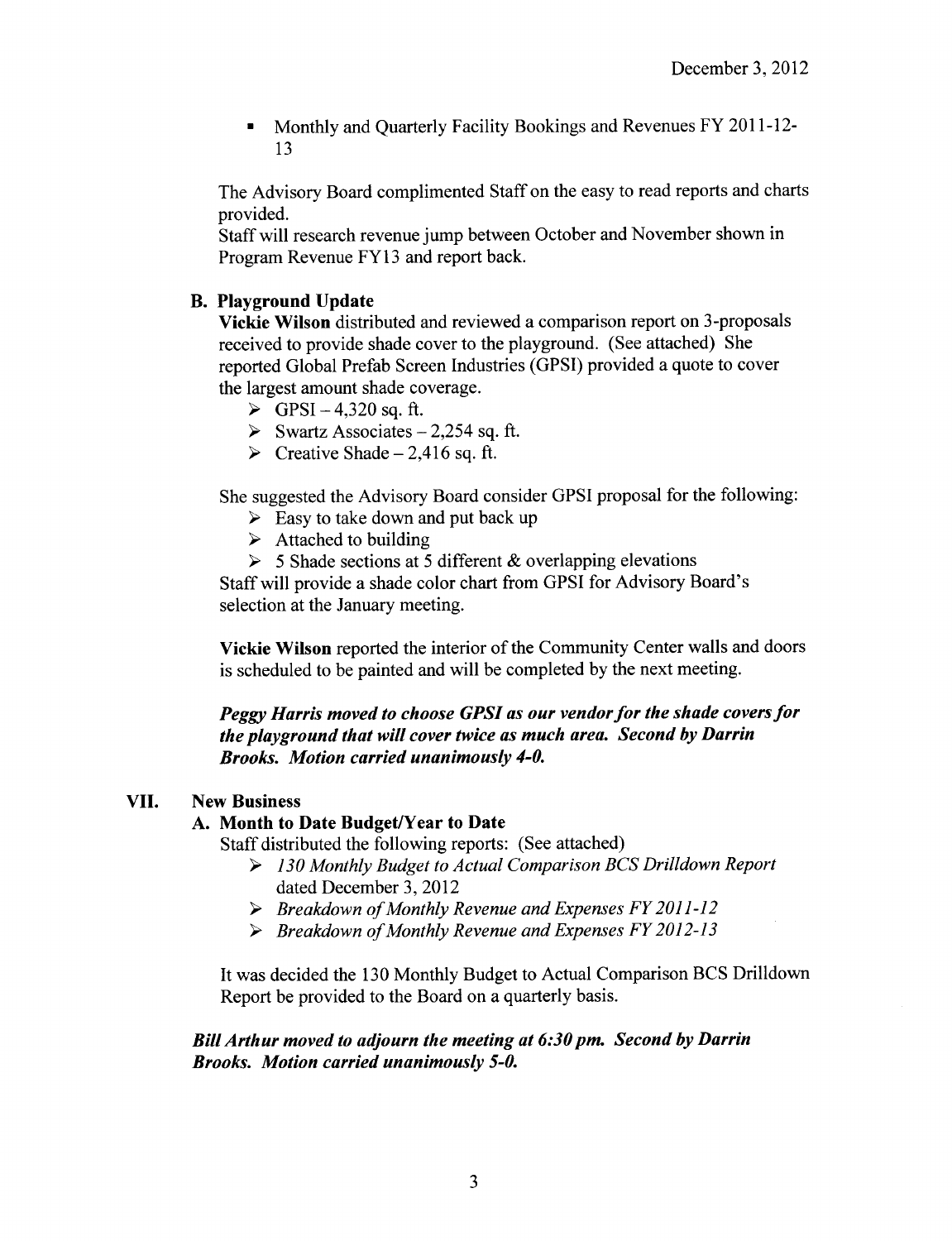December 3, 2012

- Monthly and Quarterly Facility Bookings and Revenues FY 2011-12-13

The Advisory Board complimented Staff on the easy to read reports and charts provided.
Staff will research revenue jump between October and November shown in Program Revenue FY13 and report back.

**B. Playground Update**

**Vickie Wilson** distributed and reviewed a comparison report on 3-proposals received to provide shade cover to the playground. (See attached) She reported Global Prefab Screen Industries (GPSI) provided a quote to cover the largest amount shade coverage.

- GPSI – 4,320 sq. ft.
- Swartz Associates – 2,254 sq. ft.
- Creative Shade – 2,416 sq. ft.

She suggested the Advisory Board consider GPSI proposal for the following:

- Easy to take down and put back up
- Attached to building
- 5 Shade sections at 5 different & overlapping elevations

Staff will provide a shade color chart from GPSI for Advisory Board's selection at the January meeting.

**Vickie Wilson** reported the interior of the Community Center walls and doors is scheduled to be painted and will be completed by the next meeting.

***Peggy Harris moved to choose GPSI as our vendor for the shade covers for the playground that will cover twice as much area. Second by Darrin Brooks. Motion carried unanimously 4-0.***

## VII. New Business

**A. Month to Date Budget/Year to Date**

Staff distributed the following reports: (See attached)

- *130 Monthly Budget to Actual Comparison BCS Drilldown Report* dated December 3, 2012
- *Breakdown of Monthly Revenue and Expenses FY 2011-12*
- *Breakdown of Monthly Revenue and Expenses FY 2012-13*

It was decided the 130 Monthly Budget to Actual Comparison BCS Drilldown Report be provided to the Board on a quarterly basis.

***Bill Arthur moved to adjourn the meeting at 6:30 pm. Second by Darrin Brooks. Motion carried unanimously 5-0.***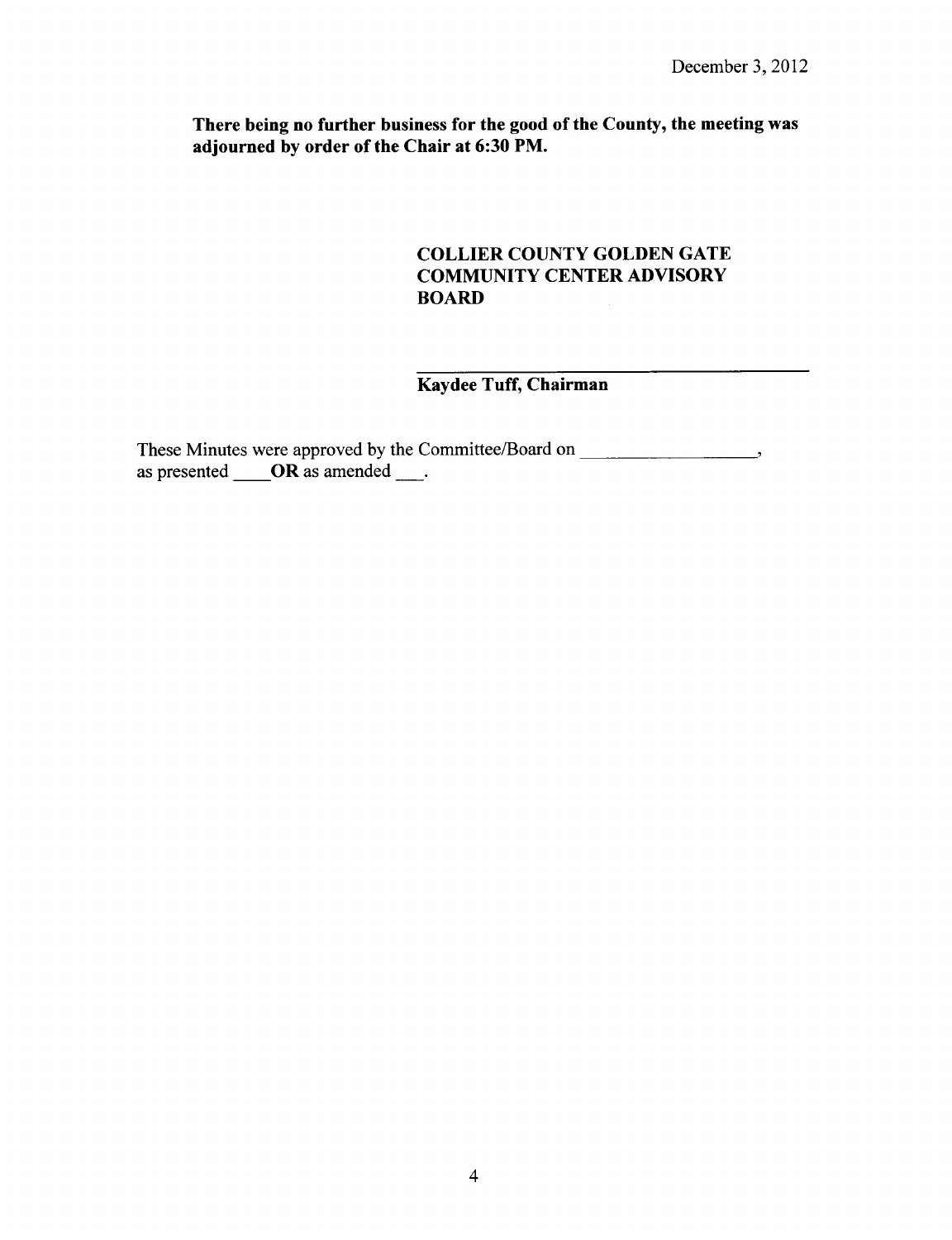**There being no further business for the good of the County, the meeting was adjourned by order of the Chair at 6:30 PM.**

**COLLIER COUNTY GOLDEN GATE COMMUNITY CENTER ADVISORY BOARD**

\_\_\_\_\_\_\_\_\_\_\_\_\_\_\_\_\_\_\_\_\_\_\_\_\_\_\_\_\_\_\_\_\_\_\_\_

**Kaydee Tuff, Chairman**

These Minutes were approved by the Committee/Board on \_\_\_\_\_\_\_\_\_\_\_\_\_\_\_\_\_\_\_\_, as presented \_\_\_\_ **OR** as amended \_\_\_.